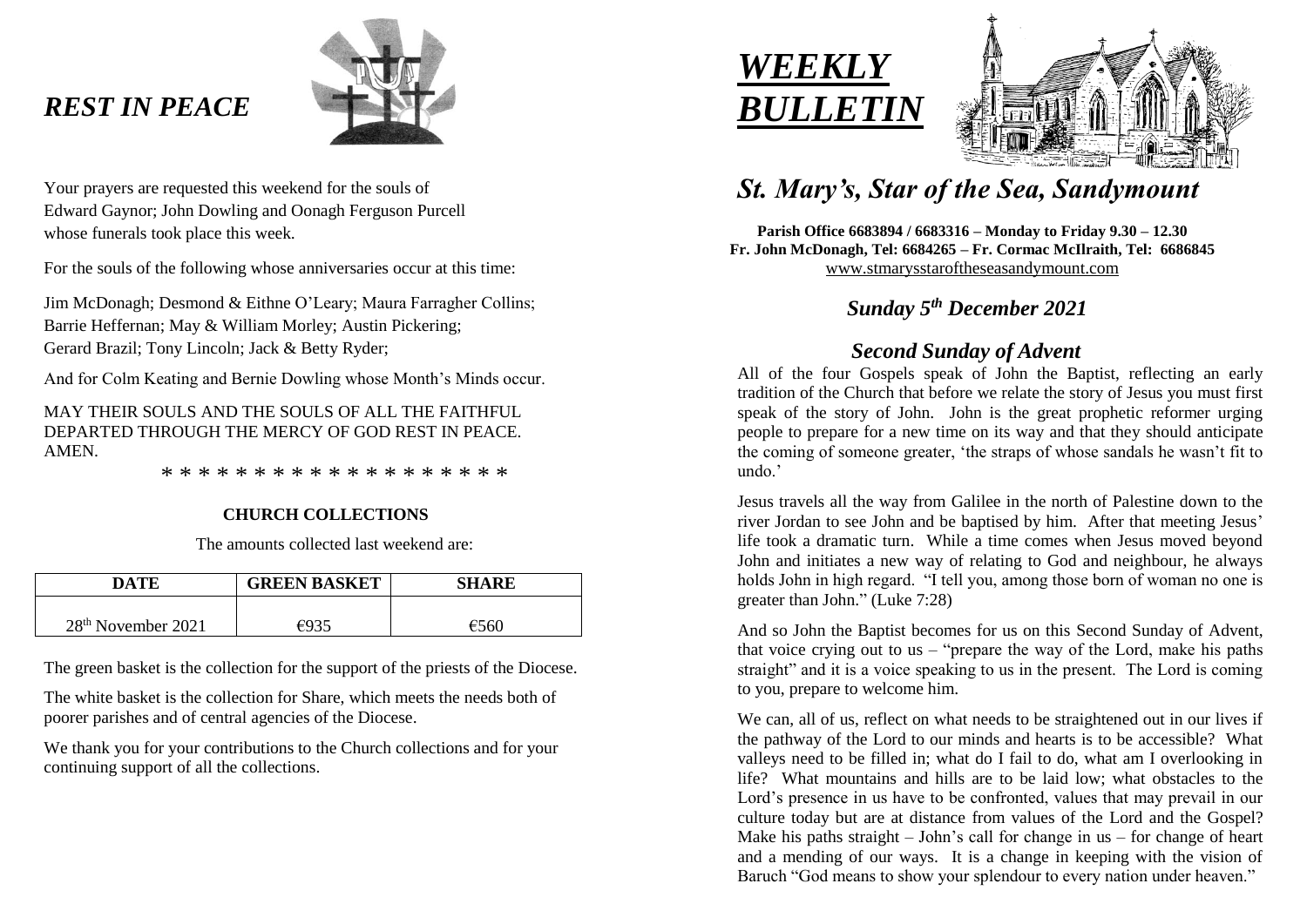## *REST IN PEACE*

Your prayers are requested this weekend for the souls of Edward Gaynor; John Dowling and Oonagh Ferguson Purcell whose funerals took place this week.

For the souls of the following whose anniversaries occur at this time:

Jim McDonagh; Desmond & Eithne O'Leary; Maura Farragher Collins; Barrie Heffernan; May & William Morley; Austin Pickering; Gerard Brazil; Tony Lincoln; Jack & Betty Ryder;

And for Colm Keating and Bernie Dowling whose Month's Minds occur.

MAY THEIR SOULS AND THE SOULS OF ALL THE FAITHFUL DEPARTED THROUGH THE MERCY OF GOD REST IN PEACE. AMEN.

\* \* \* \* \* \* \* \* \* \* \* \* \* \* \* \* \* \* \*

### CHURCH COLLECTIONS

The amounts collected last weekend are:

| DATE | GREEN BASKET | SHARE |
|---|---|---|
| 28th November 2021 | €935 | €560 |

The green basket is the collection for the support of the priests of the Diocese.

The white basket is the collection for Share, which meets the needs both of poorer parishes and of central agencies of the Diocese.

We thank you for your contributions to the Church collections and for your continuing support of all the collections.

# *WEEKLY BULLETIN*

## *St. Mary's, Star of the Sea, Sandymount*

**Parish Office 6683894 / 6683316 – Monday to Friday 9.30 – 12.30**
**Fr. John McDonagh, Tel: 6684265 – Fr. Cormac McIlraith, Tel: 6686845**
www.stmarysstaroftheseasandymount.com

### *Sunday 5th December 2021*

### *Second Sunday of Advent*

All of the four Gospels speak of John the Baptist, reflecting an early tradition of the Church that before we relate the story of Jesus you must first speak of the story of John. John is the great prophetic reformer urging people to prepare for a new time on its way and that they should anticipate the coming of someone greater, 'the straps of whose sandals he wasn't fit to undo.'

Jesus travels all the way from Galilee in the north of Palestine down to the river Jordan to see John and be baptised by him. After that meeting Jesus' life took a dramatic turn. While a time comes when Jesus moved beyond John and initiates a new way of relating to God and neighbour, he always holds John in high regard. "I tell you, among those born of woman no one is greater than John." (Luke 7:28)

And so John the Baptist becomes for us on this Second Sunday of Advent, that voice crying out to us – "prepare the way of the Lord, make his paths straight" and it is a voice speaking to us in the present. The Lord is coming to you, prepare to welcome him.

We can, all of us, reflect on what needs to be straightened out in our lives if the pathway of the Lord to our minds and hearts is to be accessible? What valleys need to be filled in; what do I fail to do, what am I overlooking in life? What mountains and hills are to be laid low; what obstacles to the Lord's presence in us have to be confronted, values that may prevail in our culture today but are at distance from values of the Lord and the Gospel? Make his paths straight – John's call for change in us – for change of heart and a mending of our ways. It is a change in keeping with the vision of Baruch "God means to show your splendour to every nation under heaven."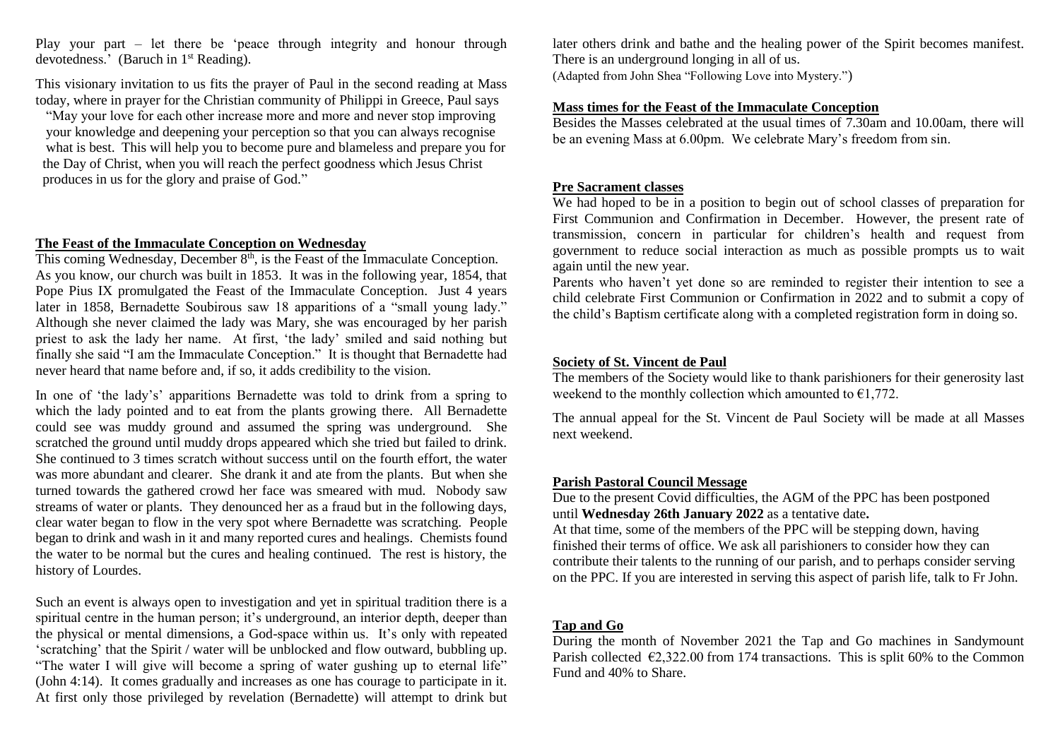Play your part – let there be 'peace through integrity and honour through devotedness.' (Baruch in 1st Reading).

This visionary invitation to us fits the prayer of Paul in the second reading at Mass today, where in prayer for the Christian community of Philippi in Greece, Paul says

"May your love for each other increase more and more and never stop improving your knowledge and deepening your perception so that you can always recognise what is best. This will help you to become pure and blameless and prepare you for the Day of Christ, when you will reach the perfect goodness which Jesus Christ produces in us for the glory and praise of God."

## The Feast of the Immaculate Conception on Wednesday

This coming Wednesday, December 8th, is the Feast of the Immaculate Conception. As you know, our church was built in 1853. It was in the following year, 1854, that Pope Pius IX promulgated the Feast of the Immaculate Conception. Just 4 years later in 1858, Bernadette Soubirous saw 18 apparitions of a "small young lady." Although she never claimed the lady was Mary, she was encouraged by her parish priest to ask the lady her name. At first, 'the lady' smiled and said nothing but finally she said "I am the Immaculate Conception." It is thought that Bernadette had never heard that name before and, if so, it adds credibility to the vision.

In one of 'the lady's' apparitions Bernadette was told to drink from a spring to which the lady pointed and to eat from the plants growing there. All Bernadette could see was muddy ground and assumed the spring was underground. She scratched the ground until muddy drops appeared which she tried but failed to drink. She continued to 3 times scratch without success until on the fourth effort, the water was more abundant and clearer. She drank it and ate from the plants. But when she turned towards the gathered crowd her face was smeared with mud. Nobody saw streams of water or plants. They denounced her as a fraud but in the following days, clear water began to flow in the very spot where Bernadette was scratching. People began to drink and wash in it and many reported cures and healings. Chemists found the water to be normal but the cures and healing continued. The rest is history, the history of Lourdes.

Such an event is always open to investigation and yet in spiritual tradition there is a spiritual centre in the human person; it's underground, an interior depth, deeper than the physical or mental dimensions, a God-space within us. It's only with repeated 'scratching' that the Spirit / water will be unblocked and flow outward, bubbling up. "The water I will give will become a spring of water gushing up to eternal life" (John 4:14). It comes gradually and increases as one has courage to participate in it. At first only those privileged by revelation (Bernadette) will attempt to drink but later others drink and bathe and the healing power of the Spirit becomes manifest. There is an underground longing in all of us.

(Adapted from John Shea "Following Love into Mystery.")

## Mass times for the Feast of the Immaculate Conception

Besides the Masses celebrated at the usual times of 7.30am and 10.00am, there will be an evening Mass at 6.00pm. We celebrate Mary's freedom from sin.

## Pre Sacrament classes

We had hoped to be in a position to begin out of school classes of preparation for First Communion and Confirmation in December. However, the present rate of transmission, concern in particular for children's health and request from government to reduce social interaction as much as possible prompts us to wait again until the new year.

Parents who haven't yet done so are reminded to register their intention to see a child celebrate First Communion or Confirmation in 2022 and to submit a copy of the child's Baptism certificate along with a completed registration form in doing so.

## Society of St. Vincent de Paul

The members of the Society would like to thank parishioners for their generosity last weekend to the monthly collection which amounted to €1,772.

The annual appeal for the St. Vincent de Paul Society will be made at all Masses next weekend.

## Parish Pastoral Council Message

Due to the present Covid difficulties, the AGM of the PPC has been postponed until **Wednesday 26th January 2022** as a tentative date**.**

At that time, some of the members of the PPC will be stepping down, having finished their terms of office. We ask all parishioners to consider how they can contribute their talents to the running of our parish, and to perhaps consider serving on the PPC. If you are interested in serving this aspect of parish life, talk to Fr John.

## Tap and Go

During the month of November 2021 the Tap and Go machines in Sandymount Parish collected €2,322.00 from 174 transactions. This is split 60% to the Common Fund and 40% to Share.